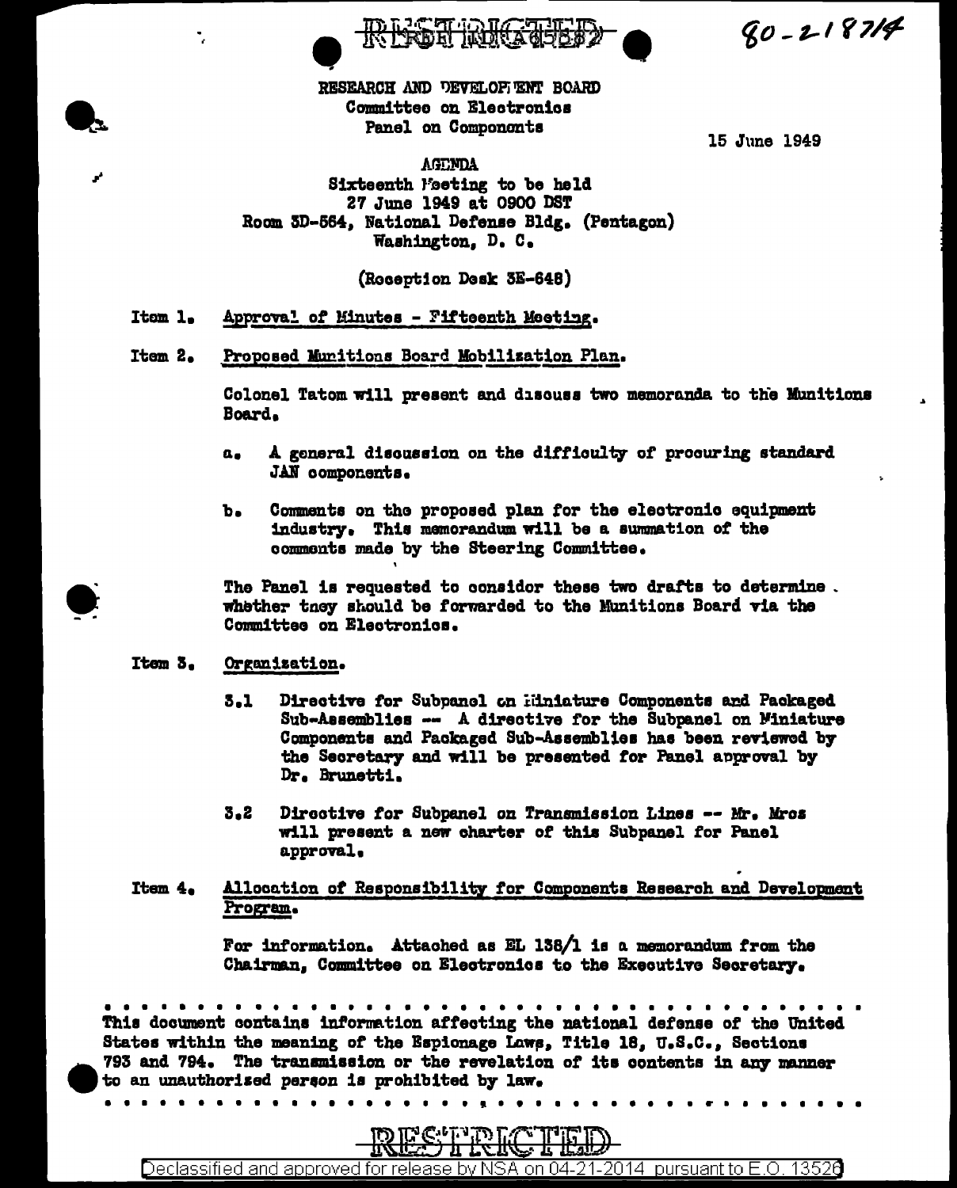RESTRICTED

80-218714

RESEARCH AND DEVELOPMENT BOARD
Committee on Electronics
Panel on Components

15 June 1949

AGENDA
Sixteenth Meeting to be held
27 June 1949 at 0900 DST
Room 3D-564, National Defense Bldg. (Pentagon)
Washington, D. C.

(Reception Desk 3E-648)

Item 1. Approval of Minutes - Fifteenth Meeting.

Item 2. Proposed Munitions Board Mobilization Plan.

Colonel Tatom will present and discuss two memoranda to the Munitions Board.

a. A general discussion on the difficulty of procuring standard JAN components.

b. Comments on the proposed plan for the electronic equipment industry. This memorandum will be a summation of the comments made by the Steering Committee.

The Panel is requested to consider these two drafts to determine whether they should be forwarded to the Munitions Board via the Committee on Electronics.

Item 3. Organization.

3.1 Directive for Subpanel on Miniature Components and Packaged Sub-Assemblies -- A directive for the Subpanel on Miniature Components and Packaged Sub-Assemblies has been reviewed by the Secretary and will be presented for Panel approval by Dr. Brunetti.

3.2 Directive for Subpanel on Transmission Lines -- Mr. Mros will present a new charter of this Subpanel for Panel approval.

Item 4. Allocation of Responsibility for Components Research and Development Program.

For information. Attached as EL 138/1 is a memorandum from the Chairman, Committee on Electronics to the Executive Secretary.

This document contains information affecting the national defense of the United States within the meaning of the Espionage Laws, Title 18, U.S.C., Sections 793 and 794. The transmission or the revelation of its contents in any manner to an unauthorized person is prohibited by law.

RESTRICTED

Declassified and approved for release by NSA on 04-21-2014 pursuant to E.O. 13526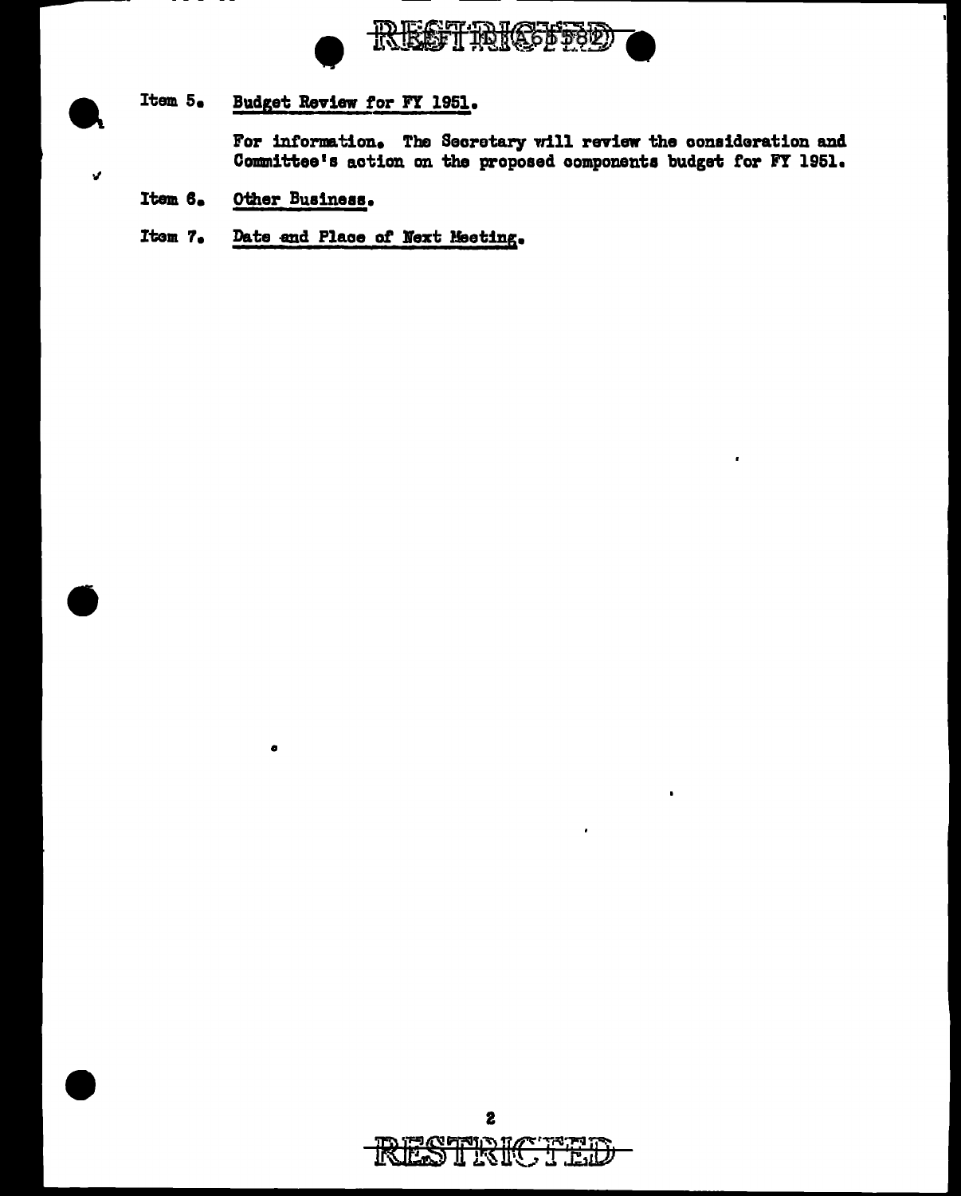RESTRICTED

Item 5. Budget Review for FY 1951.

For information. The Secretary will review the consideration and Committee's action on the proposed components budget for FY 1951.

Item 6. Other Business.

Item 7. Date and Place of Next Meeting.

RESTRICTED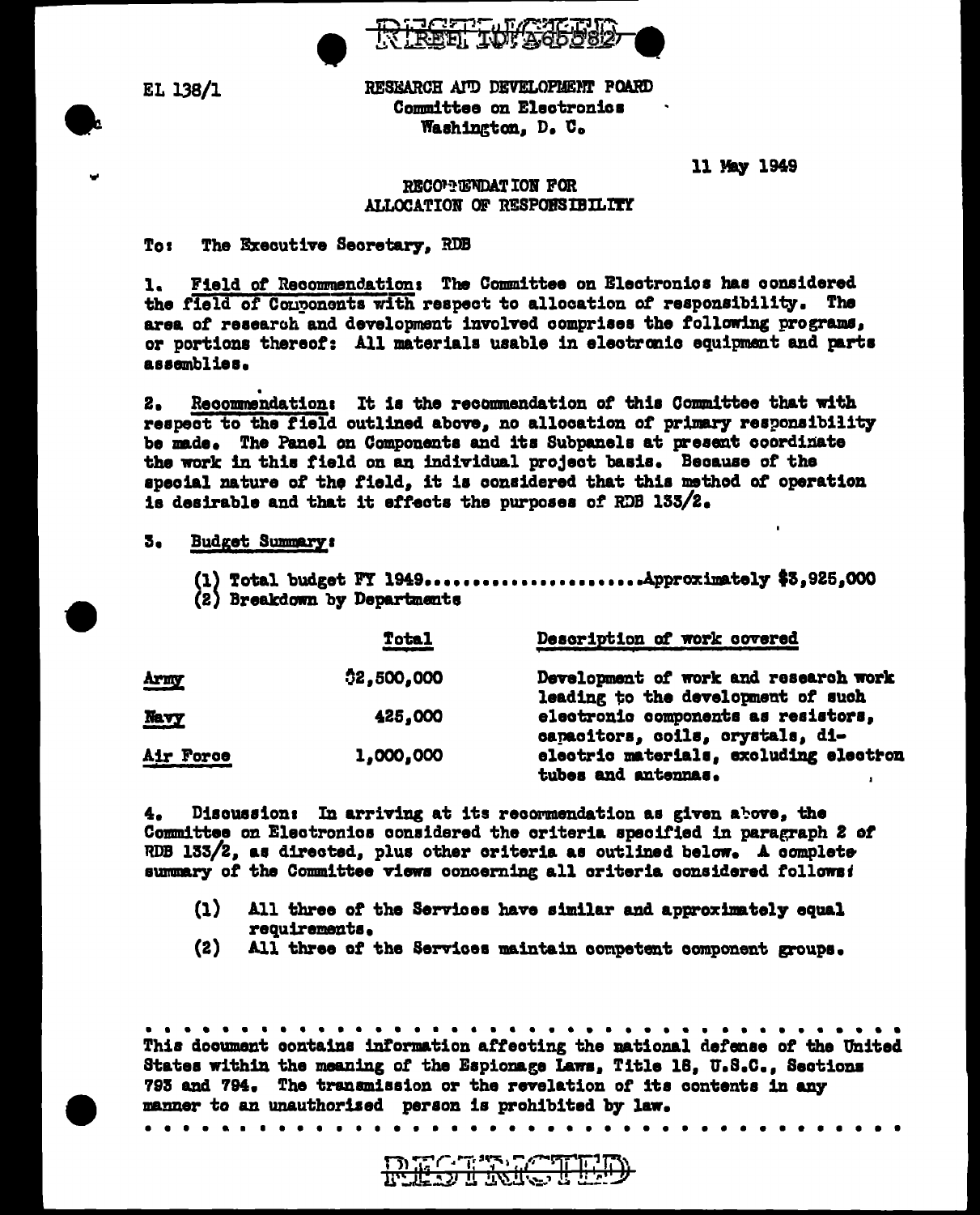RESTRICTED

EL 138/1

RESEARCH AND DEVELOPMENT BOARD
Committee on Electronics
Washington, D. C.

11 May 1949

RECOMMENDATION FOR
ALLOCATION OF RESPONSIBILITY

To: The Executive Secretary, RDB

1. Field of Recommendation: The Committee on Electronics has considered the field of Components with respect to allocation of responsibility. The area of research and development involved comprises the following programs, or portions thereof: All materials usable in electronic equipment and parts assemblies.

2. Recommendation: It is the recommendation of this Committee that with respect to the field outlined above, no allocation of primary responsibility be made. The Panel on Components and its Subpanels at present coordinate the work in this field on an individual project basis. Because of the special nature of the field, it is considered that this method of operation is desirable and that it effects the purposes of RDB 133/2.

3. Budget Summary:

(1) Total budget FY 1949......................Approximately $3,925,000
(2) Breakdown by Departments

| | Total | Description of work covered |
|---|---|---|
| Army | $2,500,000 | Development of work and research work leading to the development of such electronic components as resistors, capacitors, coils, crystals, dielectric materials, excluding electron tubes and antennas. |
| Navy | 425,000 | |
| Air Force | 1,000,000 | |

4. Discussion: In arriving at its recommendation as given above, the Committee on Electronics considered the criteria specified in paragraph 2 of RDB 133/2, as directed, plus other criteria as outlined below. A complete summary of the Committee views concerning all criteria considered follows:

(1) All three of the Services have similar and approximately equal requirements.
(2) All three of the Services maintain competent component groups.

This document contains information affecting the national defense of the United States within the meaning of the Espionage Laws, Title 18, U.S.C., Sections 793 and 794. The transmission or the revelation of its contents in any manner to an unauthorized person is prohibited by law.

RESTRICTED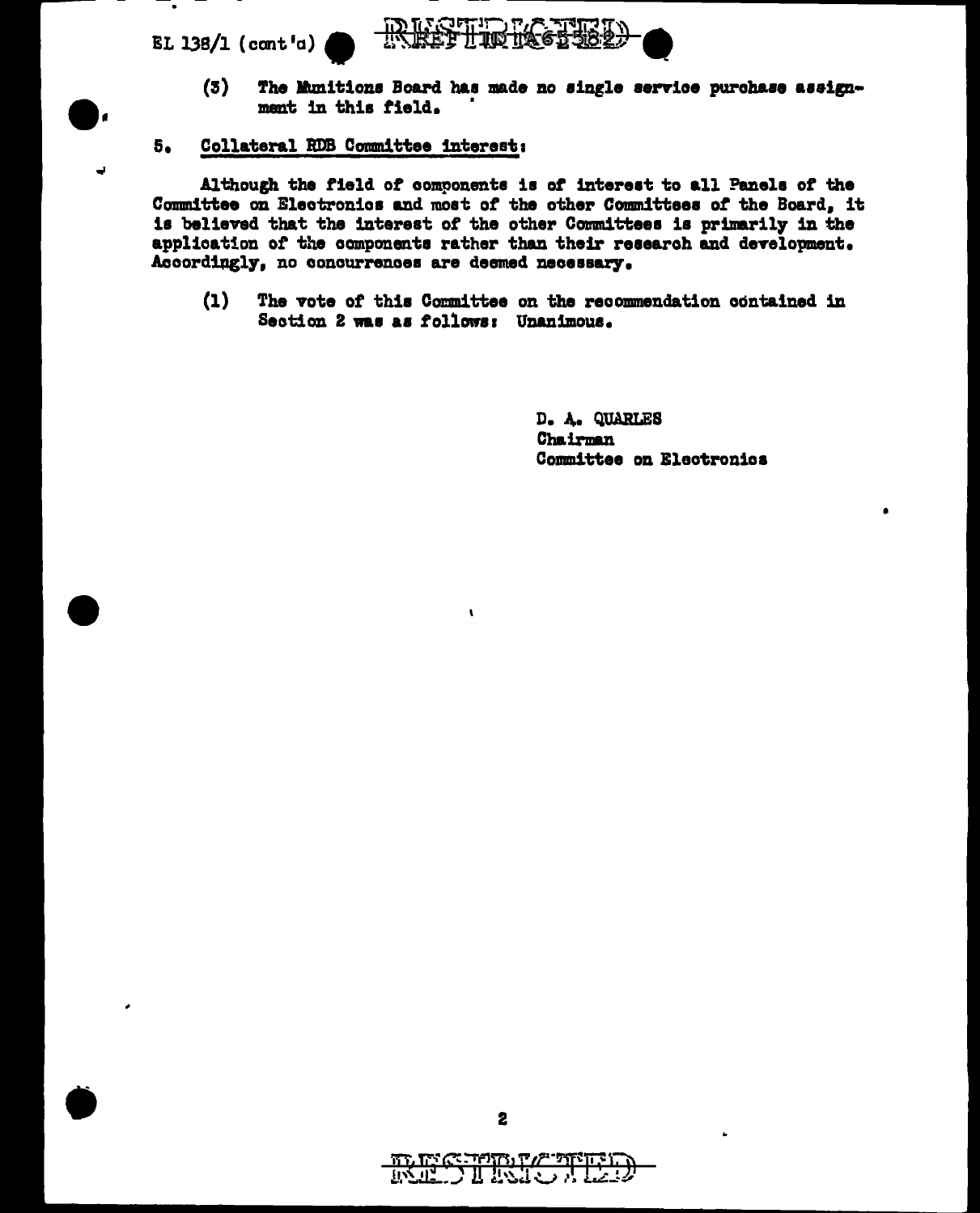EL 138/1 (cont'd)

RESTRICTED

(3) The Munitions Board has made no single service purchase assignment in this field.

5. Collateral RDB Committee interest:

Although the field of components is of interest to all Panels of the Committee on Electronics and most of the other Committees of the Board, it is believed that the interest of the other Committees is primarily in the application of the components rather than their research and development. Accordingly, no concurrences are deemed necessary.

(1) The vote of this Committee on the recommendation contained in Section 2 was as follows: Unanimous.

D. A. QUARLES
Chairman
Committee on Electronics

RESTRICTED